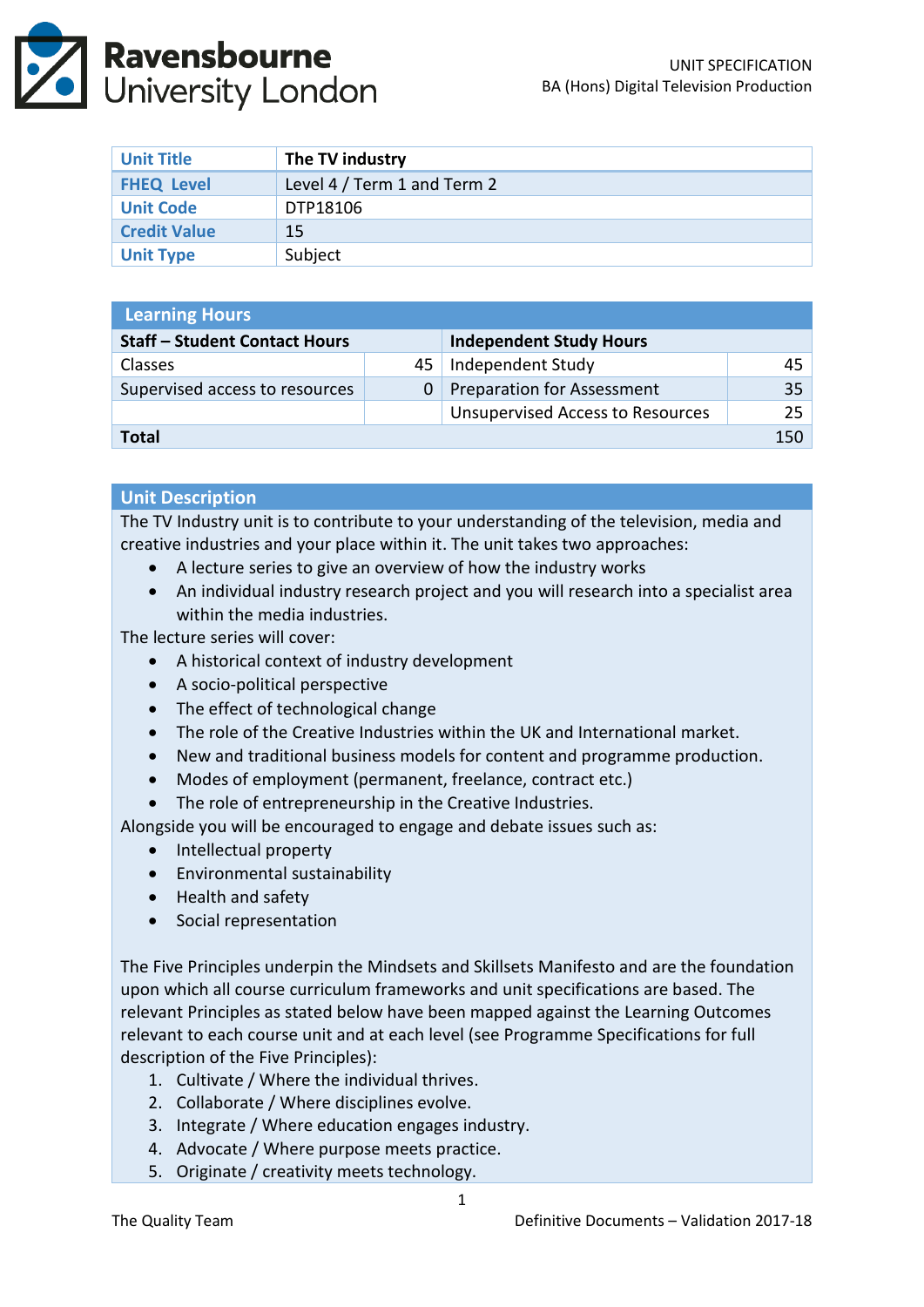| Unit Title | The TV industry |
|---|---|
| FHEQ Level | Level 4 / Term 1 and Term 2 |
| Unit Code | DTP18106 |
| Credit Value | 15 |
| Unit Type | Subject |

| Learning Hours | | | |
|---|---|---|---|
| **Staff – Student Contact Hours** | | **Independent Study Hours** | |
| Classes | 45 | Independent Study | 45 |
| Supervised access to resources | 0 | Preparation for Assessment | 35 |
| | | Unsupervised Access to Resources | 25 |
| **Total** | | | 150 |

## Unit Description

The TV Industry unit is to contribute to your understanding of the television, media and creative industries and your place within it. The unit takes two approaches:

- A lecture series to give an overview of how the industry works
- An individual industry research project and you will research into a specialist area within the media industries.

The lecture series will cover:

- A historical context of industry development
- A socio-political perspective
- The effect of technological change
- The role of the Creative Industries within the UK and International market.
- New and traditional business models for content and programme production.
- Modes of employment (permanent, freelance, contract etc.)
- The role of entrepreneurship in the Creative Industries.

Alongside you will be encouraged to engage and debate issues such as:

- Intellectual property
- Environmental sustainability
- Health and safety
- Social representation

The Five Principles underpin the Mindsets and Skillsets Manifesto and are the foundation upon which all course curriculum frameworks and unit specifications are based. The relevant Principles as stated below have been mapped against the Learning Outcomes relevant to each course unit and at each level (see Programme Specifications for full description of the Five Principles):

1. Cultivate / Where the individual thrives.
2. Collaborate / Where disciplines evolve.
3. Integrate / Where education engages industry.
4. Advocate / Where purpose meets practice.
5. Originate / creativity meets technology.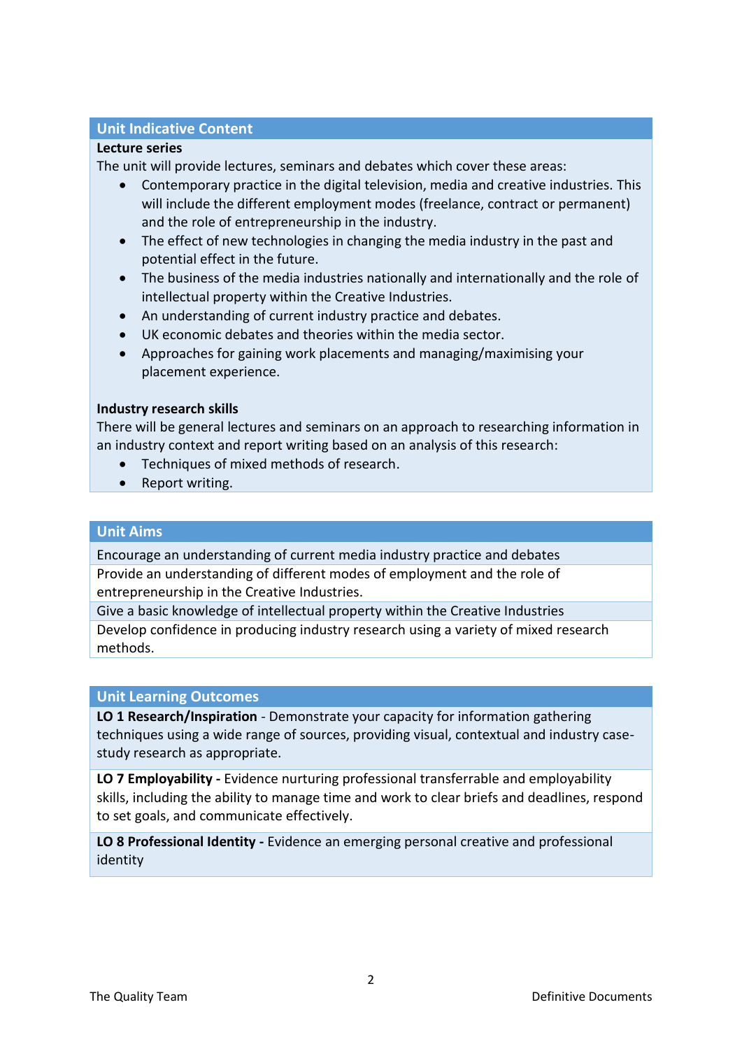## Unit Indicative Content

**Lecture series**

The unit will provide lectures, seminars and debates which cover these areas:

- Contemporary practice in the digital television, media and creative industries. This will include the different employment modes (freelance, contract or permanent) and the role of entrepreneurship in the industry.
- The effect of new technologies in changing the media industry in the past and potential effect in the future.
- The business of the media industries nationally and internationally and the role of intellectual property within the Creative Industries.
- An understanding of current industry practice and debates.
- UK economic debates and theories within the media sector.
- Approaches for gaining work placements and managing/maximising your placement experience.

**Industry research skills**

There will be general lectures and seminars on an approach to researching information in an industry context and report writing based on an analysis of this research:

- Techniques of mixed methods of research.
- Report writing.

## Unit Aims

| Unit Aims |
|---|
| Encourage an understanding of current media industry practice and debates |
| Provide an understanding of different modes of employment and the role of entrepreneurship in the Creative Industries. |
| Give a basic knowledge of intellectual property within the Creative Industries |
| Develop confidence in producing industry research using a variety of mixed research methods. |

## Unit Learning Outcomes

| Unit Learning Outcomes |
|---|
| **LO 1 Research/Inspiration** - Demonstrate your capacity for information gathering techniques using a wide range of sources, providing visual, contextual and industry case-study research as appropriate. |
| **LO 7 Employability -** Evidence nurturing professional transferrable and employability skills, including the ability to manage time and work to clear briefs and deadlines, respond to set goals, and communicate effectively. |
| **LO 8 Professional Identity -** Evidence an emerging personal creative and professional identity |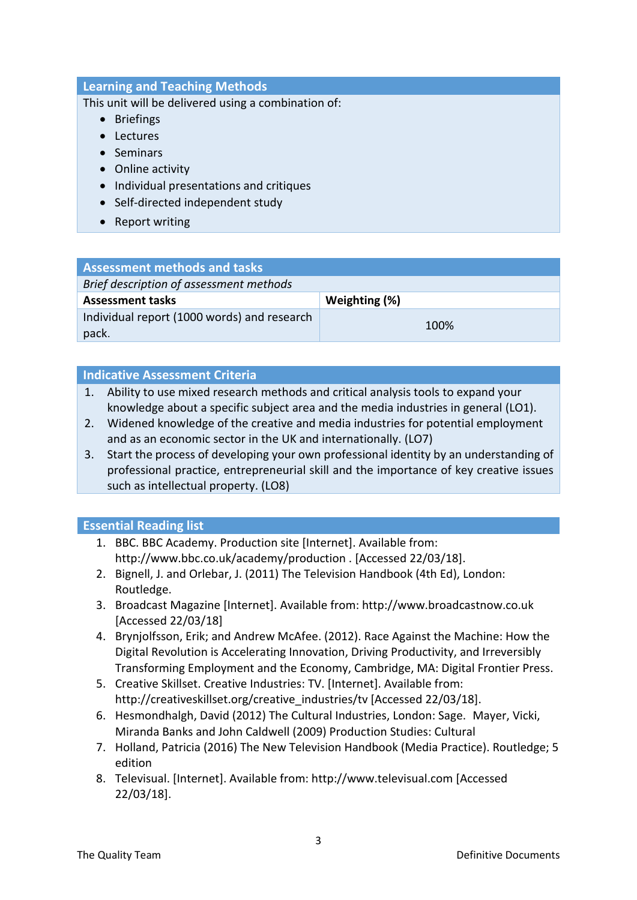## Learning and Teaching Methods

This unit will be delivered using a combination of:

- Briefings
- Lectures
- Seminars
- Online activity
- Individual presentations and critiques
- Self-directed independent study
- Report writing

## Assessment methods and tasks

*Brief description of assessment methods*

| Assessment tasks | Weighting (%) |
|---|---|
| Individual report (1000 words) and research pack. | 100% |

## Indicative Assessment Criteria

1. Ability to use mixed research methods and critical analysis tools to expand your knowledge about a specific subject area and the media industries in general (LO1).
2. Widened knowledge of the creative and media industries for potential employment and as an economic sector in the UK and internationally. (LO7)
3. Start the process of developing your own professional identity by an understanding of professional practice, entrepreneurial skill and the importance of key creative issues such as intellectual property. (LO8)

## Essential Reading list

1. BBC. BBC Academy. Production site [Internet]. Available from: http://www.bbc.co.uk/academy/production . [Accessed 22/03/18].
2. Bignell, J. and Orlebar, J. (2011) The Television Handbook (4th Ed), London: Routledge.
3. Broadcast Magazine [Internet]. Available from: http://www.broadcastnow.co.uk [Accessed 22/03/18]
4. Brynjolfsson, Erik; and Andrew McAfee. (2012). Race Against the Machine: How the Digital Revolution is Accelerating Innovation, Driving Productivity, and Irreversibly Transforming Employment and the Economy, Cambridge, MA: Digital Frontier Press.
5. Creative Skillset. Creative Industries: TV. [Internet]. Available from: http://creativeskillset.org/creative_industries/tv [Accessed 22/03/18].
6. Hesmondhalgh, David (2012) The Cultural Industries, London: Sage.  Mayer, Vicki, Miranda Banks and John Caldwell (2009) Production Studies: Cultural
7. Holland, Patricia (2016) The New Television Handbook (Media Practice). Routledge; 5 edition
8. Televisual. [Internet]. Available from: http://www.televisual.com [Accessed 22/03/18].